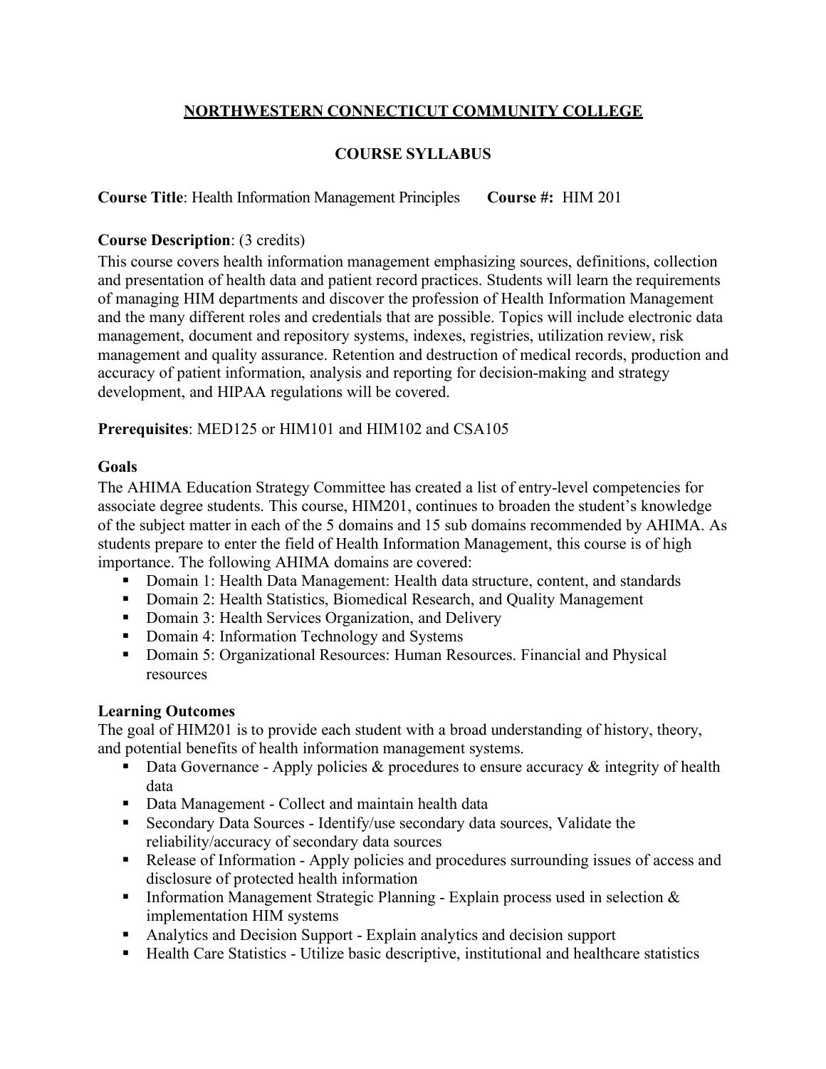# NORTHWESTERN CONNECTICUT COMMUNITY COLLEGE

## COURSE SYLLABUS

**Course Title**: Health Information Management Principles **Course #:** HIM 201

**Course Description**: (3 credits)

This course covers health information management emphasizing sources, definitions, collection and presentation of health data and patient record practices. Students will learn the requirements of managing HIM departments and discover the profession of Health Information Management and the many different roles and credentials that are possible. Topics will include electronic data management, document and repository systems, indexes, registries, utilization review, risk management and quality assurance. Retention and destruction of medical records, production and accuracy of patient information, analysis and reporting for decision-making and strategy development, and HIPAA regulations will be covered.

**Prerequisites**: MED125 or HIM101 and HIM102 and CSA105

**Goals**

The AHIMA Education Strategy Committee has created a list of entry-level competencies for associate degree students. This course, HIM201, continues to broaden the student's knowledge of the subject matter in each of the 5 domains and 15 sub domains recommended by AHIMA. As students prepare to enter the field of Health Information Management, this course is of high importance. The following AHIMA domains are covered:

- Domain 1: Health Data Management: Health data structure, content, and standards
- Domain 2: Health Statistics, Biomedical Research, and Quality Management
- Domain 3: Health Services Organization, and Delivery
- Domain 4: Information Technology and Systems
- Domain 5: Organizational Resources: Human Resources. Financial and Physical resources

**Learning Outcomes**

The goal of HIM201 is to provide each student with a broad understanding of history, theory, and potential benefits of health information management systems.

- Data Governance - Apply policies & procedures to ensure accuracy & integrity of health data
- Data Management - Collect and maintain health data
- Secondary Data Sources - Identify/use secondary data sources, Validate the reliability/accuracy of secondary data sources
- Release of Information - Apply policies and procedures surrounding issues of access and disclosure of protected health information
- Information Management Strategic Planning - Explain process used in selection & implementation HIM systems
- Analytics and Decision Support - Explain analytics and decision support
- Health Care Statistics - Utilize basic descriptive, institutional and healthcare statistics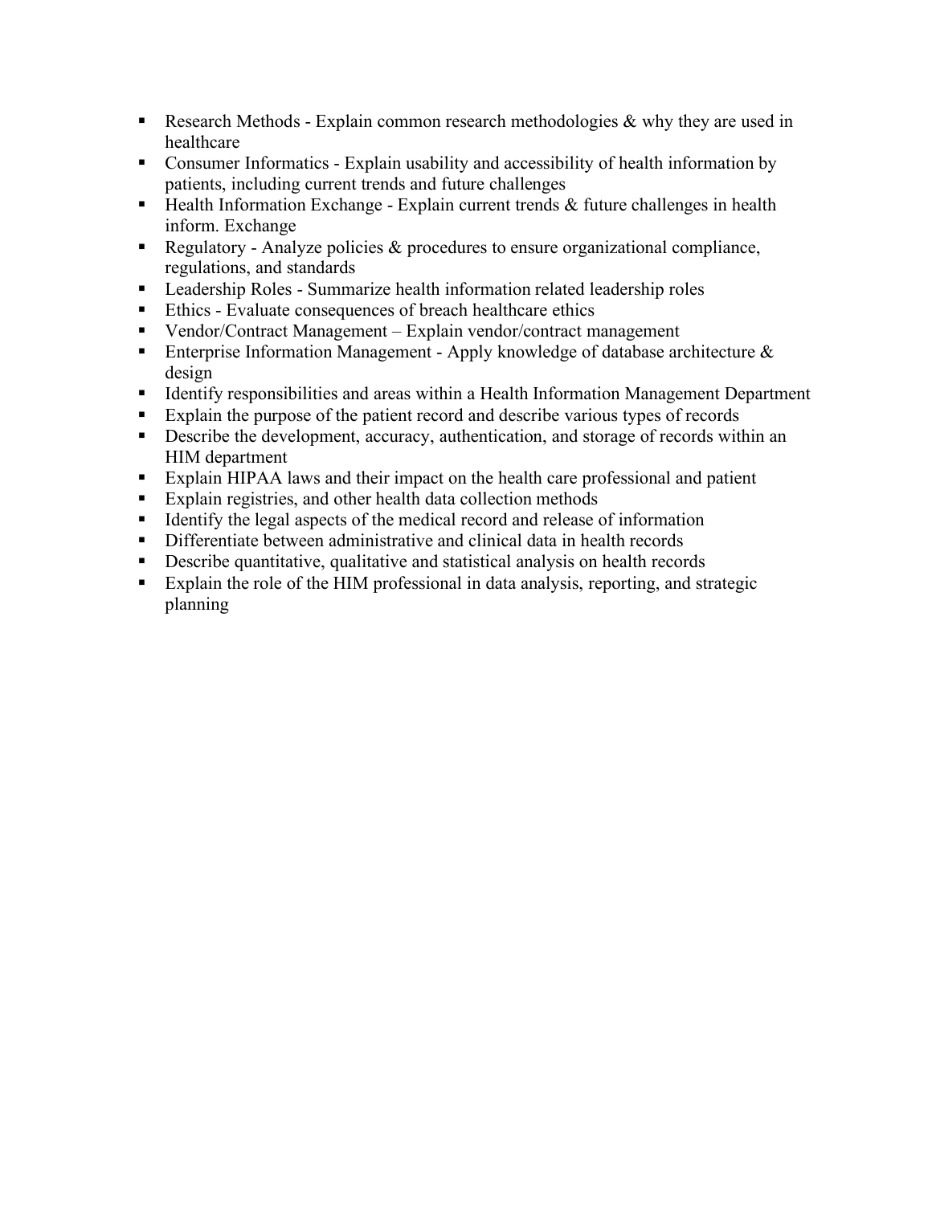- Research Methods - Explain common research methodologies & why they are used in healthcare
- Consumer Informatics - Explain usability and accessibility of health information by patients, including current trends and future challenges
- Health Information Exchange - Explain current trends & future challenges in health inform. Exchange
- Regulatory - Analyze policies & procedures to ensure organizational compliance, regulations, and standards
- Leadership Roles - Summarize health information related leadership roles
- Ethics - Evaluate consequences of breach healthcare ethics
- Vendor/Contract Management – Explain vendor/contract management
- Enterprise Information Management - Apply knowledge of database architecture & design
- Identify responsibilities and areas within a Health Information Management Department
- Explain the purpose of the patient record and describe various types of records
- Describe the development, accuracy, authentication, and storage of records within an HIM department
- Explain HIPAA laws and their impact on the health care professional and patient
- Explain registries, and other health data collection methods
- Identify the legal aspects of the medical record and release of information
- Differentiate between administrative and clinical data in health records
- Describe quantitative, qualitative and statistical analysis on health records
- Explain the role of the HIM professional in data analysis, reporting, and strategic planning